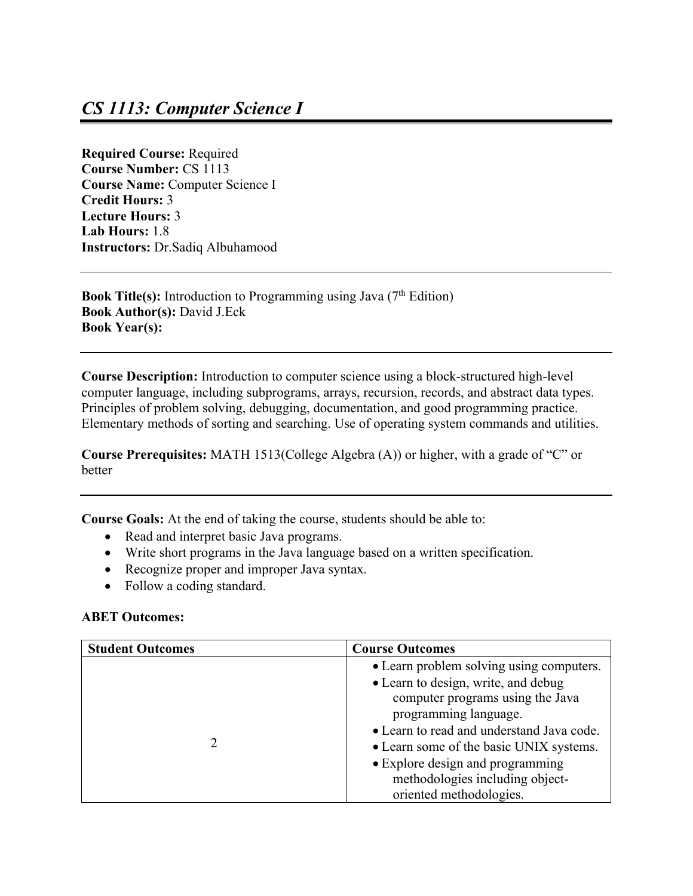# *CS 1113: Computer Science I*

**Required Course:** Required
**Course Number:** CS 1113
**Course Name:** Computer Science I
**Credit Hours:** 3
**Lecture Hours:** 3
**Lab Hours:** 1.8
**Instructors:** Dr.Sadiq Albuhamood

---

**Book Title(s):** Introduction to Programming using Java (7th Edition)
**Book Author(s):** David J.Eck
**Book Year(s):**

---

**Course Description:** Introduction to computer science using a block-structured high-level computer language, including subprograms, arrays, recursion, records, and abstract data types. Principles of problem solving, debugging, documentation, and good programming practice. Elementary methods of sorting and searching. Use of operating system commands and utilities.

**Course Prerequisites:** MATH 1513(College Algebra (A)) or higher, with a grade of "C" or better

---

**Course Goals:** At the end of taking the course, students should be able to:

- Read and interpret basic Java programs.
- Write short programs in the Java language based on a written specification.
- Recognize proper and improper Java syntax.
- Follow a coding standard.

**ABET Outcomes:**

| Student Outcomes | Course Outcomes |
| --- | --- |
| 2 | • Learn problem solving using computers.<br>• Learn to design, write, and debug computer programs using the Java programming language.<br>• Learn to read and understand Java code.<br>• Learn some of the basic UNIX systems.<br>• Explore design and programming methodologies including object-oriented methodologies. |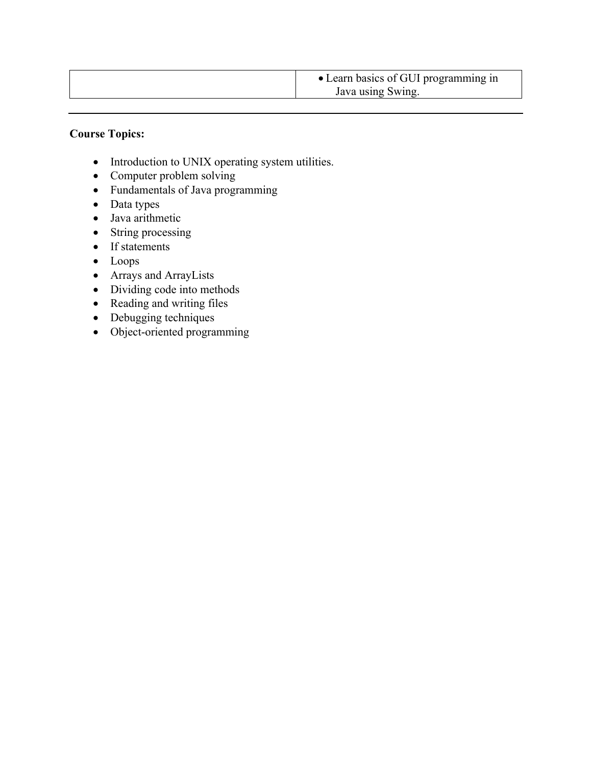| | |
|---|---|
| | • Learn basics of GUI programming in Java using Swing. |

---

**Course Topics:**

- Introduction to UNIX operating system utilities.
- Computer problem solving
- Fundamentals of Java programming
- Data types
- Java arithmetic
- String processing
- If statements
- Loops
- Arrays and ArrayLists
- Dividing code into methods
- Reading and writing files
- Debugging techniques
- Object-oriented programming